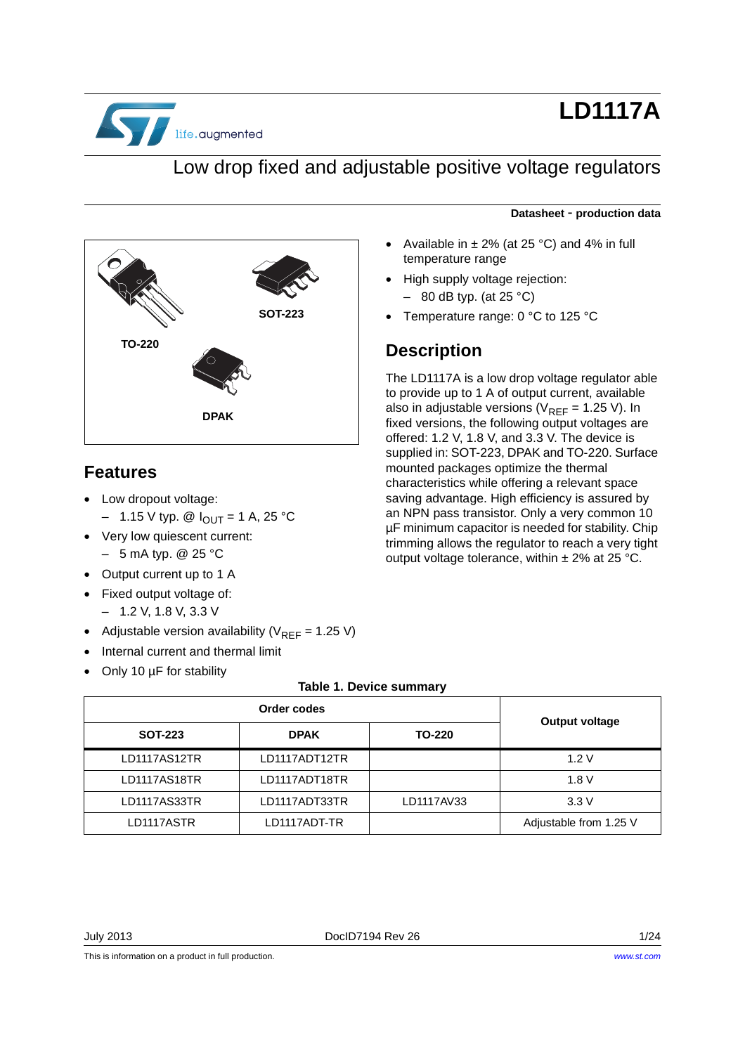# LD1117A

## Low drop fixed and adjustable positive voltage regulators

**Datasheet - production data**

TO-220

SOT-223

DPAK

## Features

- Low dropout voltage:
  - 1.15 V typ. @ $I_{OUT}$ = 1 A, 25 °C
- Very low quiescent current:
  - 5 mA typ. @ 25 °C
- Output current up to 1 A
- Fixed output voltage of:
  - 1.2 V, 1.8 V, 3.3 V
- Adjustable version availability ($V_{REF}$ = 1.25 V)
- Internal current and thermal limit
- Only 10 µF for stability
- Available in ± 2% (at 25 °C) and 4% in full temperature range
- High supply voltage rejection:
  - 80 dB typ. (at 25 °C)
- Temperature range: 0 °C to 125 °C

## Description

The LD1117A is a low drop voltage regulator able to provide up to 1 A of output current, available also in adjustable versions ($V_{REF}$ = 1.25 V). In fixed versions, the following output voltages are offered: 1.2 V, 1.8 V, and 3.3 V. The device is supplied in: SOT-223, DPAK and TO-220. Surface mounted packages optimize the thermal characteristics while offering a relevant space saving advantage. High efficiency is assured by an NPN pass transistor. Only a very common 10 µF minimum capacitor is needed for stability. Chip trimming allows the regulator to reach a very tight output voltage tolerance, within ± 2% at 25 °C.

**Table 1. Device summary**

| Order codes | | | Output voltage |
|---|---|---|---|
| **SOT-223** | **DPAK** | **TO-220** | |
| LD1117AS12TR | LD1117ADT12TR | | 1.2 V |
| LD1117AS18TR | LD1117ADT18TR | | 1.8 V |
| LD1117AS33TR | LD1117ADT33TR | LD1117AV33 | 3.3 V |
| LD1117ASTR | LD1117ADT-TR | | Adjustable from 1.25 V |

July 2013 DocID7194 Rev 26

This is information on a product in full production. www.st.com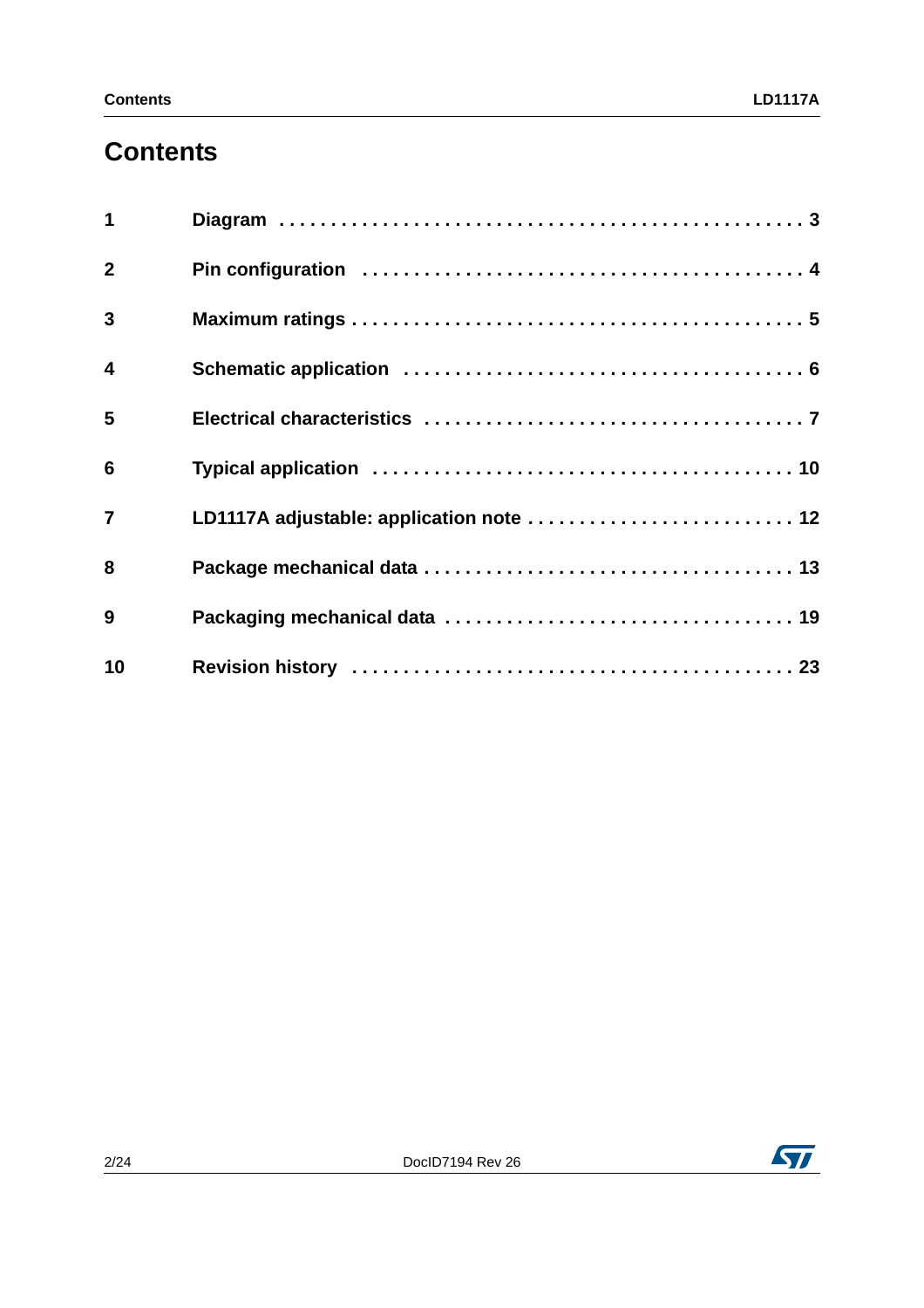# Contents

| | | |
|---|---|---|
| 1 | Diagram | 3 |
| 2 | Pin configuration | 4 |
| 3 | Maximum ratings | 5 |
| 4 | Schematic application | 6 |
| 5 | Electrical characteristics | 7 |
| 6 | Typical application | 10 |
| 7 | LD1117A adjustable: application note | 12 |
| 8 | Package mechanical data | 13 |
| 9 | Packaging mechanical data | 19 |
| 10 | Revision history | 23 |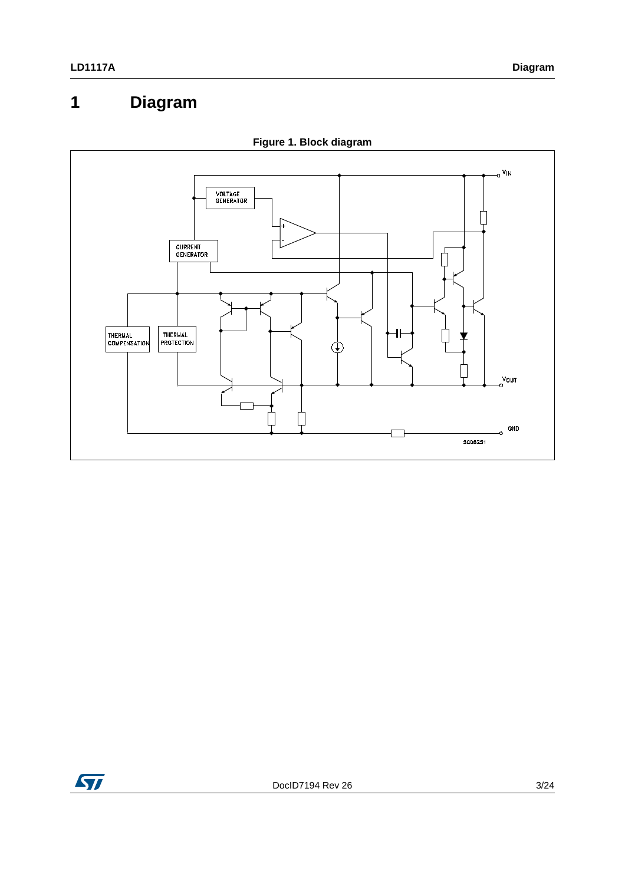# 1 Diagram

**Figure 1. Block diagram**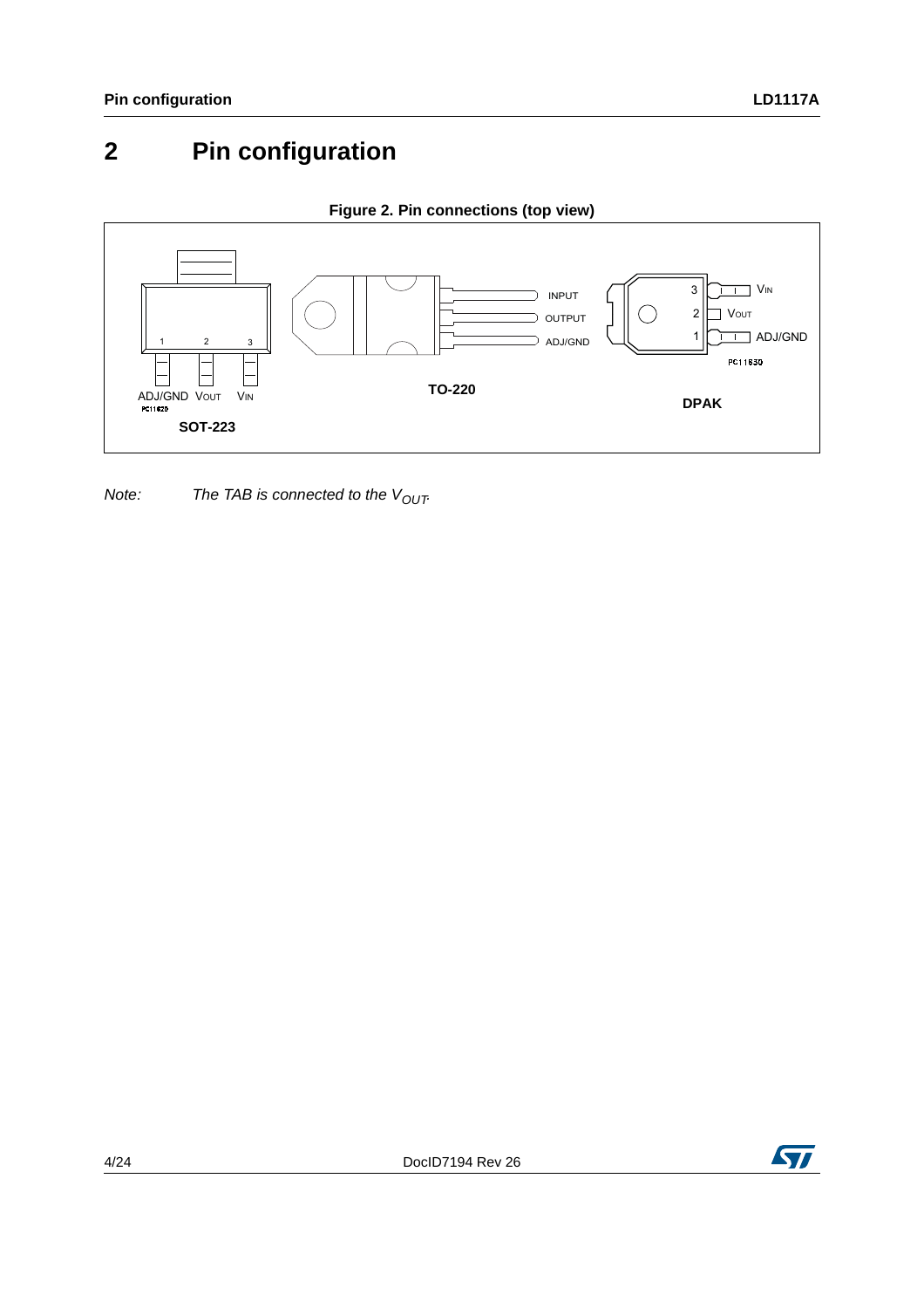# 2 Pin configuration

**Figure 2. Pin connections (top view)**

*Note: The TAB is connected to the $V_{OUT}$.*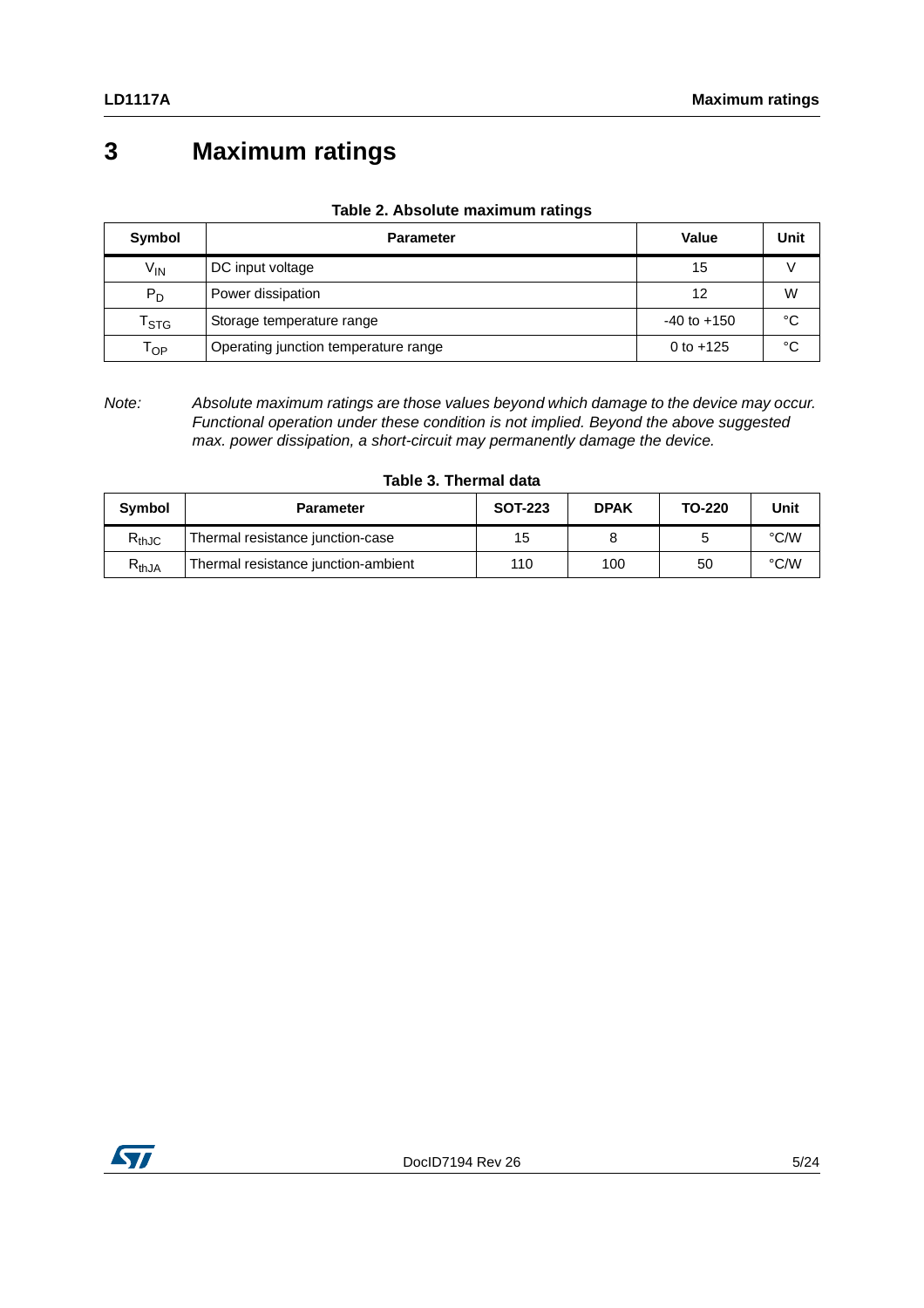# 3 Maximum ratings

**Table 2. Absolute maximum ratings**

| Symbol | Parameter | Value | Unit |
|---|---|---|---|
| $V_{IN}$ | DC input voltage | 15 | V |
| $P_D$ | Power dissipation | 12 | W |
| $T_{STG}$ | Storage temperature range | -40 to +150 | °C |
| $T_{OP}$ | Operating junction temperature range | 0 to +125 | °C |

*Note: Absolute maximum ratings are those values beyond which damage to the device may occur. Functional operation under these condition is not implied. Beyond the above suggested max. power dissipation, a short-circuit may permanently damage the device.*

**Table 3. Thermal data**

| Symbol | Parameter | SOT-223 | DPAK | TO-220 | Unit |
|---|---|---|---|---|---|
| $R_{thJC}$ | Thermal resistance junction-case | 15 | 8 | 5 | °C/W |
| $R_{thJA}$ | Thermal resistance junction-ambient | 110 | 100 | 50 | °C/W |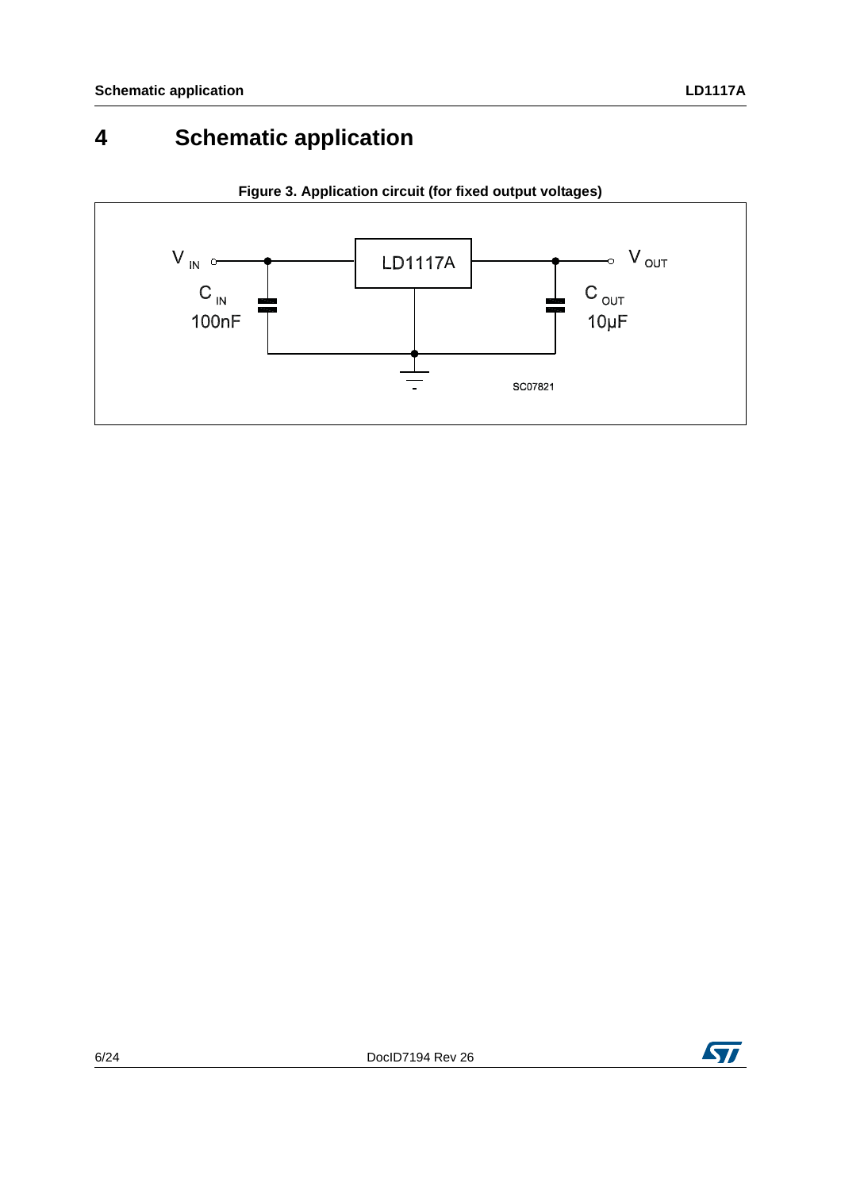# 4 Schematic application

**Figure 3. Application circuit (for fixed output voltages)**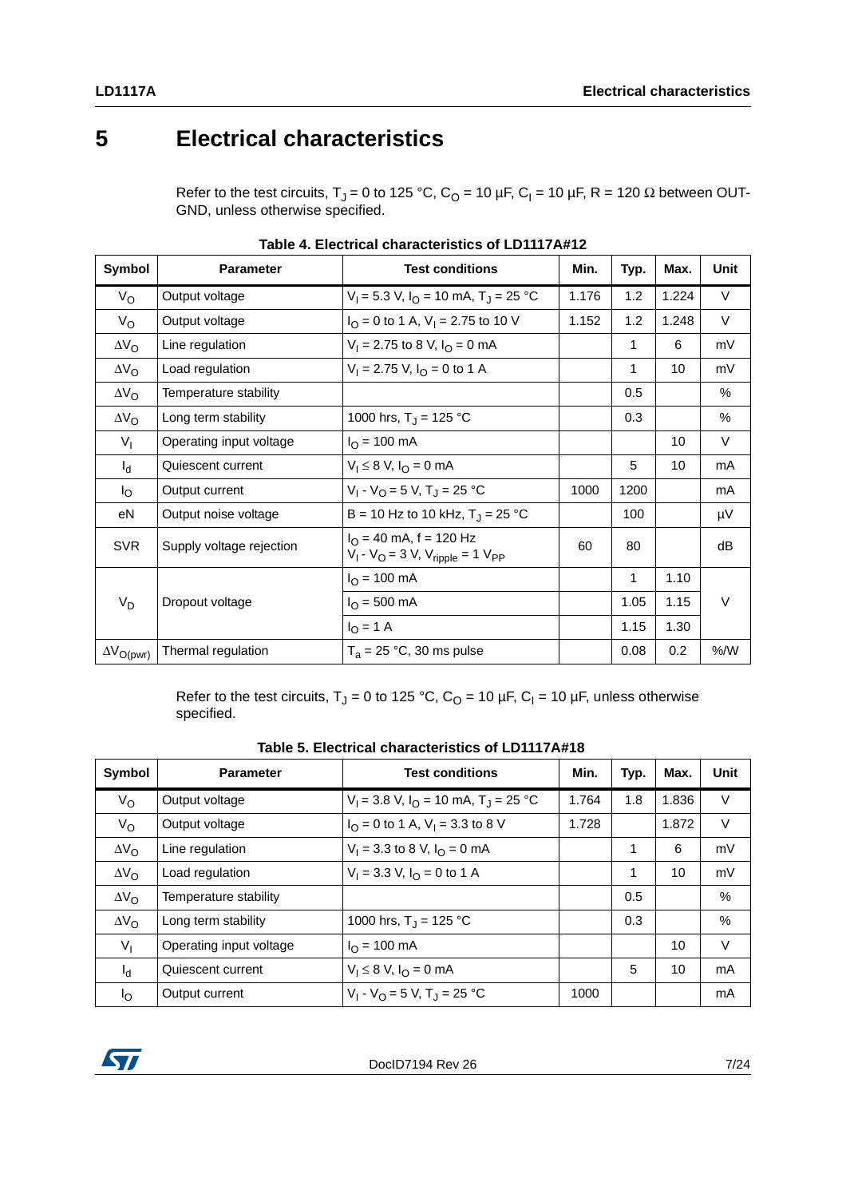# 5 Electrical characteristics

Refer to the test circuits, $T_J$ = 0 to 125 °C, $C_O$ = 10 µF, $C_I$ = 10 µF, R = 120 Ω between OUT-GND, unless otherwise specified.

**Table 4. Electrical characteristics of LD1117A#12**

| Symbol | Parameter | Test conditions | Min. | Typ. | Max. | Unit |
|---|---|---|---|---|---|---|
| $V_O$ | Output voltage | $V_I$ = 5.3 V, $I_O$ = 10 mA, $T_J$ = 25 °C | 1.176 | 1.2 | 1.224 | V |
| $V_O$ | Output voltage | $I_O$ = 0 to 1 A, $V_I$ = 2.75 to 10 V | 1.152 | 1.2 | 1.248 | V |
| $\Delta V_O$ | Line regulation | $V_I$ = 2.75 to 8 V, $I_O$ = 0 mA | | 1 | 6 | mV |
| $\Delta V_O$ | Load regulation | $V_I$ = 2.75 V, $I_O$ = 0 to 1 A | | 1 | 10 | mV |
| $\Delta V_O$ | Temperature stability | | | 0.5 | | % |
| $\Delta V_O$ | Long term stability | 1000 hrs, $T_J$ = 125 °C | | 0.3 | | % |
| $V_I$ | Operating input voltage | $I_O$ = 100 mA | | | 10 | V |
| $I_d$ | Quiescent current | $V_I \leq$ 8 V, $I_O$ = 0 mA | | 5 | 10 | mA |
| $I_O$ | Output current | $V_I$ - $V_O$ = 5 V, $T_J$ = 25 °C | 1000 | 1200 | | mA |
| eN | Output noise voltage | B = 10 Hz to 10 kHz, $T_J$ = 25 °C | | 100 | | µV |
| SVR | Supply voltage rejection | $I_O$ = 40 mA, f = 120 Hz $V_I$ - $V_O$ = 3 V, $V_{ripple}$ = 1 $V_{PP}$ | 60 | 80 | | dB |
| $V_D$ | Dropout voltage | $I_O$ = 100 mA | | 1 | 1.10 | V |
| | | $I_O$ = 500 mA | | 1.05 | 1.15 | |
| | | $I_O$ = 1 A | | 1.15 | 1.30 | |
| $\Delta V_{O(pwr)}$ | Thermal regulation | $T_a$ = 25 °C, 30 ms pulse | | 0.08 | 0.2 | %/W |

Refer to the test circuits, $T_J$ = 0 to 125 °C, $C_O$ = 10 µF, $C_I$ = 10 µF, unless otherwise specified.

**Table 5. Electrical characteristics of LD1117A#18**

| Symbol | Parameter | Test conditions | Min. | Typ. | Max. | Unit |
|---|---|---|---|---|---|---|
| $V_O$ | Output voltage | $V_I$ = 3.8 V, $I_O$ = 10 mA, $T_J$ = 25 °C | 1.764 | 1.8 | 1.836 | V |
| $V_O$ | Output voltage | $I_O$ = 0 to 1 A, $V_I$ = 3.3 to 8 V | 1.728 | | 1.872 | V |
| $\Delta V_O$ | Line regulation | $V_I$ = 3.3 to 8 V, $I_O$ = 0 mA | | 1 | 6 | mV |
| $\Delta V_O$ | Load regulation | $V_I$ = 3.3 V, $I_O$ = 0 to 1 A | | 1 | 10 | mV |
| $\Delta V_O$ | Temperature stability | | | 0.5 | | % |
| $\Delta V_O$ | Long term stability | 1000 hrs, $T_J$ = 125 °C | | 0.3 | | % |
| $V_I$ | Operating input voltage | $I_O$ = 100 mA | | | 10 | V |
| $I_d$ | Quiescent current | $V_I \leq$ 8 V, $I_O$ = 0 mA | | 5 | 10 | mA |
| $I_O$ | Output current | $V_I$ - $V_O$ = 5 V, $T_J$ = 25 °C | 1000 | | | mA |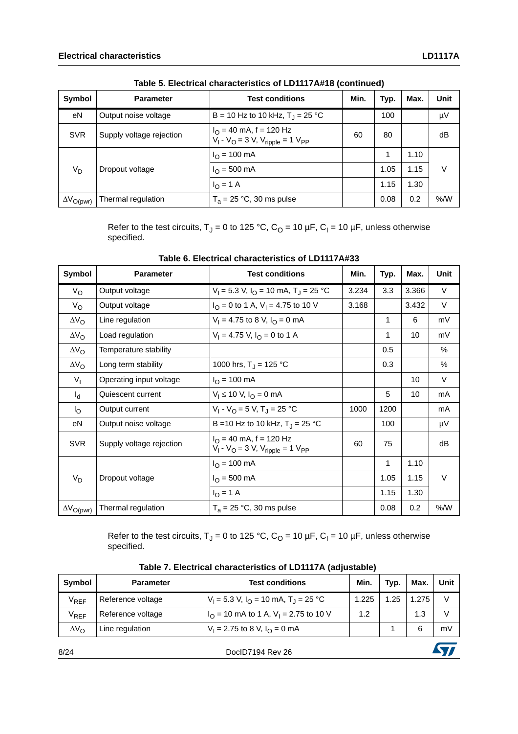**Table 5. Electrical characteristics of LD1117A#18 (continued)**

| Symbol | Parameter | Test conditions | Min. | Typ. | Max. | Unit |
|---|---|---|---|---|---|---|
| eN | Output noise voltage | B = 10 Hz to 10 kHz, $T_J$ = 25 °C | | 100 | | µV |
| SVR | Supply voltage rejection | $I_O$ = 40 mA, f = 120 Hz $V_I$ - $V_O$ = 3 V, $V_{ripple}$ = 1 $V_{PP}$ | 60 | 80 | | dB |
| $V_D$ | Dropout voltage | $I_O$ = 100 mA | | 1 | 1.10 | V |
| | | $I_O$ = 500 mA | | 1.05 | 1.15 | |
| | | $I_O$ = 1 A | | 1.15 | 1.30 | |
| $\Delta V_{O(pwr)}$ | Thermal regulation | $T_a$ = 25 °C, 30 ms pulse | | 0.08 | 0.2 | %/W |

Refer to the test circuits, $T_J$ = 0 to 125 °C, $C_O$ = 10 µF, $C_I$ = 10 µF, unless otherwise specified.

**Table 6. Electrical characteristics of LD1117A#33**

| Symbol | Parameter | Test conditions | Min. | Typ. | Max. | Unit |
|---|---|---|---|---|---|---|
| $V_O$ | Output voltage | $V_I$ = 5.3 V, $I_O$ = 10 mA, $T_J$ = 25 °C | 3.234 | 3.3 | 3.366 | V |
| $V_O$ | Output voltage | $I_O$ = 0 to 1 A, $V_I$ = 4.75 to 10 V | 3.168 | | 3.432 | V |
| $\Delta V_O$ | Line regulation | $V_I$ = 4.75 to 8 V, $I_O$ = 0 mA | | 1 | 6 | mV |
| $\Delta V_O$ | Load regulation | $V_I$ = 4.75 V, $I_O$ = 0 to 1 A | | 1 | 10 | mV |
| $\Delta V_O$ | Temperature stability | | | 0.5 | | % |
| $\Delta V_O$ | Long term stability | 1000 hrs, $T_J$ = 125 °C | | 0.3 | | % |
| $V_I$ | Operating input voltage | $I_O$ = 100 mA | | | 10 | V |
| $I_d$ | Quiescent current | $V_I \leq$ 10 V, $I_O$ = 0 mA | | 5 | 10 | mA |
| $I_O$ | Output current | $V_I$ - $V_O$ = 5 V, $T_J$ = 25 °C | 1000 | 1200 | | mA |
| eN | Output noise voltage | B =10 Hz to 10 kHz, $T_J$ = 25 °C | | 100 | | µV |
| SVR | Supply voltage rejection | $I_O$ = 40 mA, f = 120 Hz $V_I$ - $V_O$ = 3 V, $V_{ripple}$ = 1 $V_{PP}$ | 60 | 75 | | dB |
| $V_D$ | Dropout voltage | $I_O$ = 100 mA | | 1 | 1.10 | V |
| | | $I_O$ = 500 mA | | 1.05 | 1.15 | |
| | | $I_O$ = 1 A | | 1.15 | 1.30 | |
| $\Delta V_{O(pwr)}$ | Thermal regulation | $T_a$ = 25 °C, 30 ms pulse | | 0.08 | 0.2 | %/W |

Refer to the test circuits, $T_J$ = 0 to 125 °C, $C_O$ = 10 µF, $C_I$ = 10 µF, unless otherwise specified.

**Table 7. Electrical characteristics of LD1117A (adjustable)**

| Symbol | Parameter | Test conditions | Min. | Typ. | Max. | Unit |
|---|---|---|---|---|---|---|
| $V_{REF}$ | Reference voltage | $V_I$ = 5.3 V, $I_O$ = 10 mA, $T_J$ = 25 °C | 1.225 | 1.25 | 1.275 | V |
| $V_{REF}$ | Reference voltage | $I_O$ = 10 mA to 1 A, $V_I$ = 2.75 to 10 V | 1.2 | | 1.3 | V |
| $\Delta V_O$ | Line regulation | $V_I$ = 2.75 to 8 V, $I_O$ = 0 mA | | 1 | 6 | mV |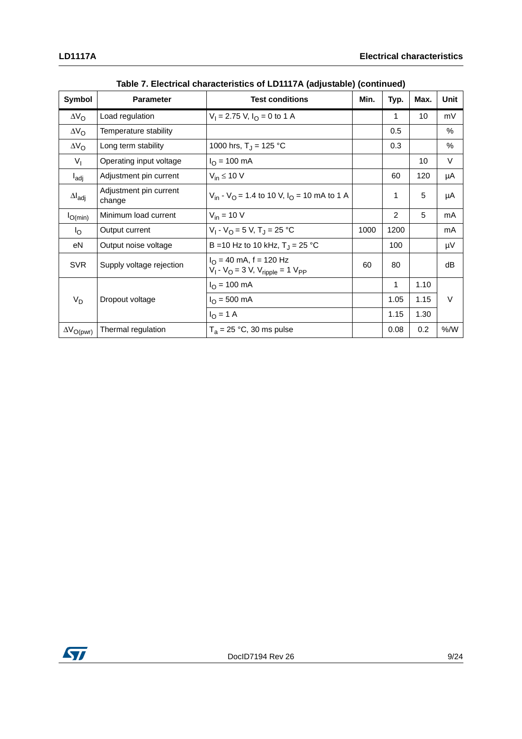**Table 7. Electrical characteristics of LD1117A (adjustable) (continued)**

| Symbol | Parameter | Test conditions | Min. | Typ. | Max. | Unit |
|---|---|---|---|---|---|---|
| $\Delta V_O$ | Load regulation | $V_I = 2.75$ V, $I_O = 0$ to 1 A | | 1 | 10 | mV |
| $\Delta V_O$ | Temperature stability | | | 0.5 | | % |
| $\Delta V_O$ | Long term stability | 1000 hrs, $T_J = 125$ °C | | 0.3 | | % |
| $V_I$ | Operating input voltage | $I_O = 100$ mA | | | 10 | V |
| $I_{adj}$ | Adjustment pin current | $V_{in} \leq 10$ V | | 60 | 120 | µA |
| $\Delta I_{adj}$ | Adjustment pin current change | $V_{in} - V_O = 1.4$ to 10 V, $I_O = 10$ mA to 1 A | | 1 | 5 | µA |
| $I_{O(min)}$ | Minimum load current | $V_{in} = 10$ V | | 2 | 5 | mA |
| $I_O$ | Output current | $V_I - V_O = 5$ V, $T_J = 25$ °C | 1000 | 1200 | | mA |
| eN | Output noise voltage | B =10 Hz to 10 kHz, $T_J = 25$ °C | | 100 | | µV |
| SVR | Supply voltage rejection | $I_O = 40$ mA, f = 120 Hz $V_I - V_O = 3$ V, $V_{ripple} = 1$ $V_{PP}$ | 60 | 80 | | dB |
| $V_D$ | Dropout voltage | $I_O = 100$ mA | | 1 | 1.10 | V |
| | | $I_O = 500$ mA | | 1.05 | 1.15 | |
| | | $I_O = 1$ A | | 1.15 | 1.30 | |
| $\Delta V_{O(pwr)}$ | Thermal regulation | $T_a = 25$ °C, 30 ms pulse | | 0.08 | 0.2 | %/W |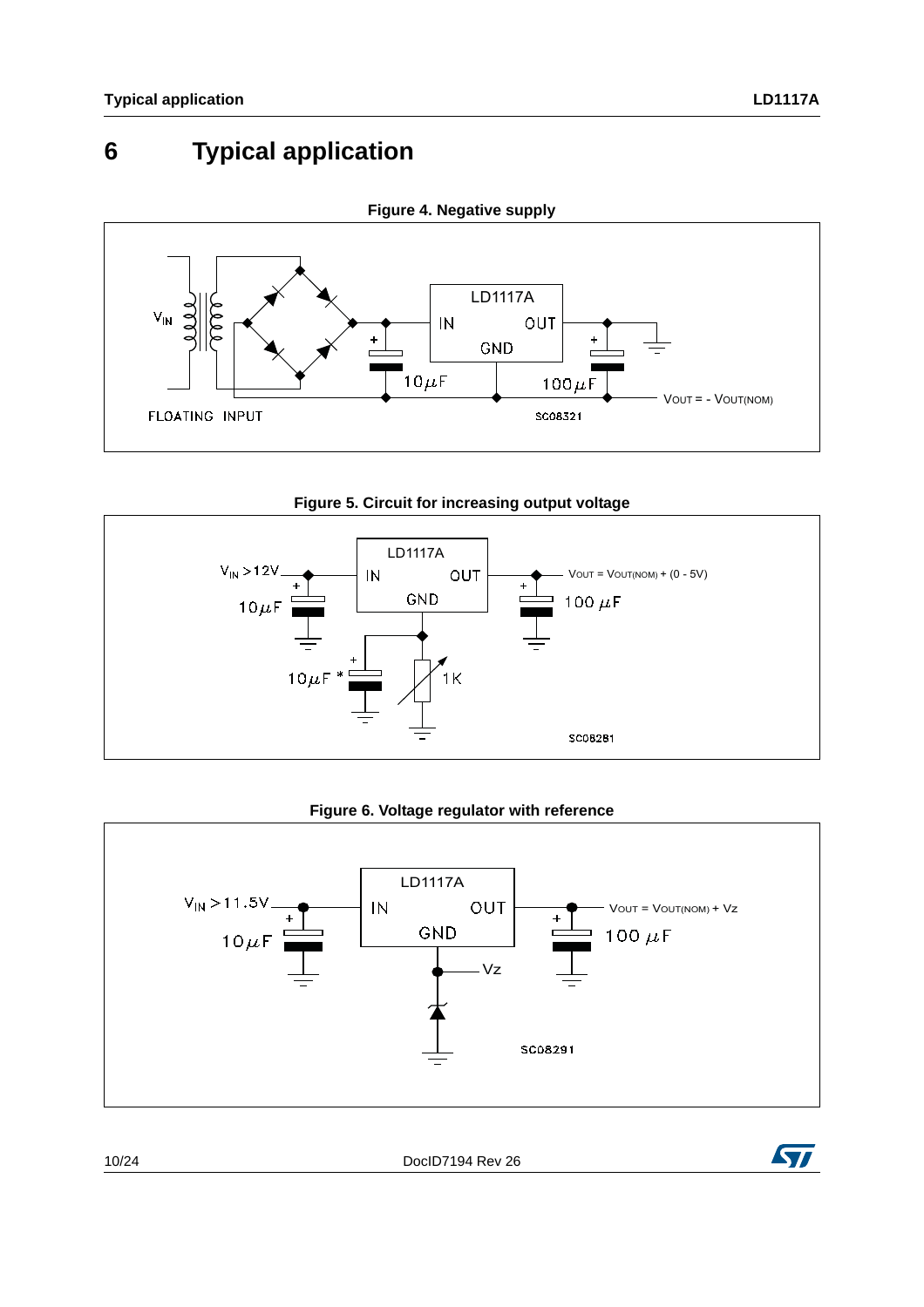# 6 Typical application

**Figure 4. Negative supply**

**Figure 5. Circuit for increasing output voltage**

**Figure 6. Voltage regulator with reference**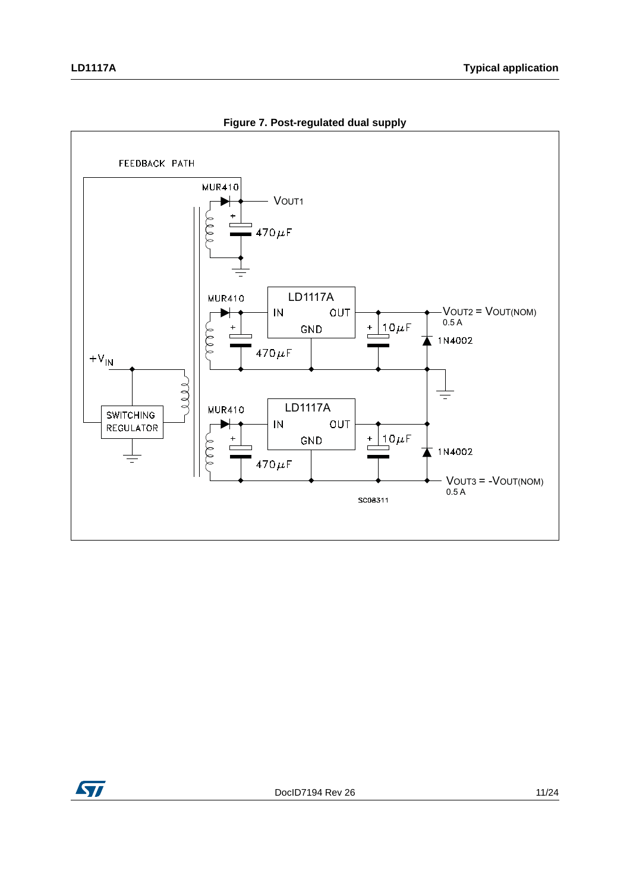**Figure 7. Post-regulated dual supply**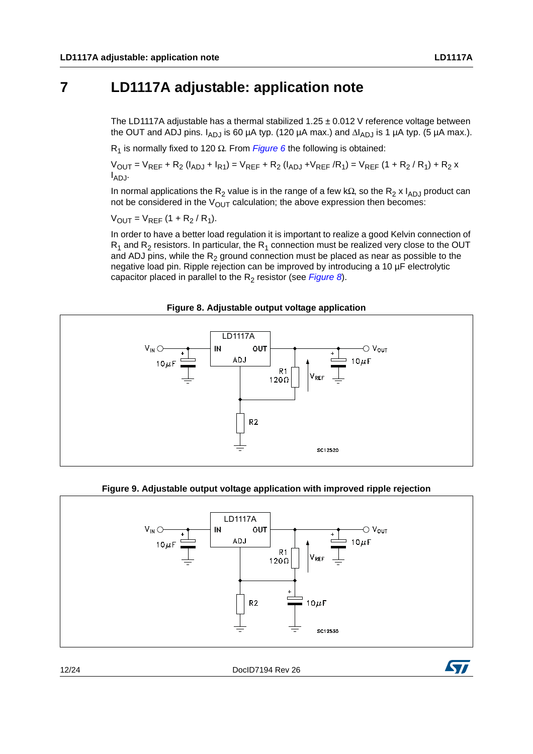# 7 LD1117A adjustable: application note

The LD1117A adjustable has a thermal stabilized 1.25 ± 0.012 V reference voltage between the OUT and ADJ pins. $I_{ADJ}$ is 60 µA typ. (120 µA max.) and $\Delta I_{ADJ}$ is 1 µA typ. (5 µA max.).

$R_1$ is normally fixed to 120 Ω. From *Figure 6* the following is obtained:

$V_{OUT} = V_{REF} + R_2 (I_{ADJ} + I_{R1}) = V_{REF} + R_2 (I_{ADJ} + V_{REF} / R_1) = V_{REF} (1 + R_2 / R_1) + R_2 \times I_{ADJ}$.

In normal applications the $R_2$ value is in the range of a few kΩ, so the $R_2 \times I_{ADJ}$ product can not be considered in the $V_{OUT}$ calculation; the above expression then becomes:

$V_{OUT} = V_{REF} (1 + R_2 / R_1)$.

In order to have a better load regulation it is important to realize a good Kelvin connection of $R_1$ and $R_2$ resistors. In particular, the $R_1$ connection must be realized very close to the OUT and ADJ pins, while the $R_2$ ground connection must be placed as near as possible to the negative load pin. Ripple rejection can be improved by introducing a 10 µF electrolytic capacitor placed in parallel to the $R_2$ resistor (see *Figure 8*).

**Figure 8. Adjustable output voltage application**

**Figure 9. Adjustable output voltage application with improved ripple rejection**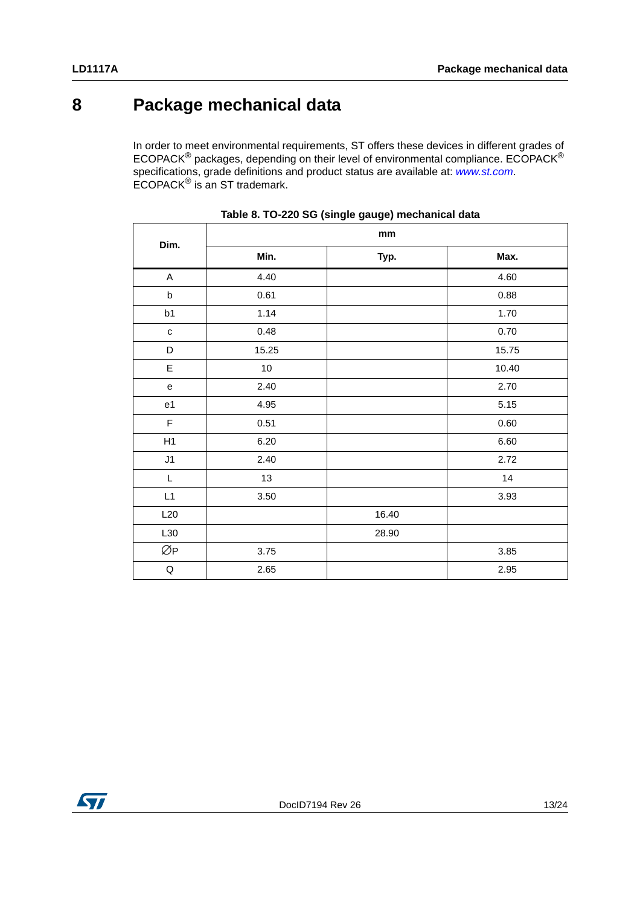# 8 Package mechanical data

In order to meet environmental requirements, ST offers these devices in different grades of ECOPACK® packages, depending on their level of environmental compliance. ECOPACK® specifications, grade definitions and product status are available at: *www.st.com*. ECOPACK® is an ST trademark.

**Table 8. TO-220 SG (single gauge) mechanical data**

| Dim. | mm | | |
|---|---|---|---|
| | Min. | Typ. | Max. |
| A | 4.40 | | 4.60 |
| b | 0.61 | | 0.88 |
| b1 | 1.14 | | 1.70 |
| c | 0.48 | | 0.70 |
| D | 15.25 | | 15.75 |
| E | 10 | | 10.40 |
| e | 2.40 | | 2.70 |
| e1 | 4.95 | | 5.15 |
| F | 0.51 | | 0.60 |
| H1 | 6.20 | | 6.60 |
| J1 | 2.40 | | 2.72 |
| L | 13 | | 14 |
| L1 | 3.50 | | 3.93 |
| L20 | | 16.40 | |
| L30 | | 28.90 | |
| ∅P | 3.75 | | 3.85 |
| Q | 2.65 | | 2.95 |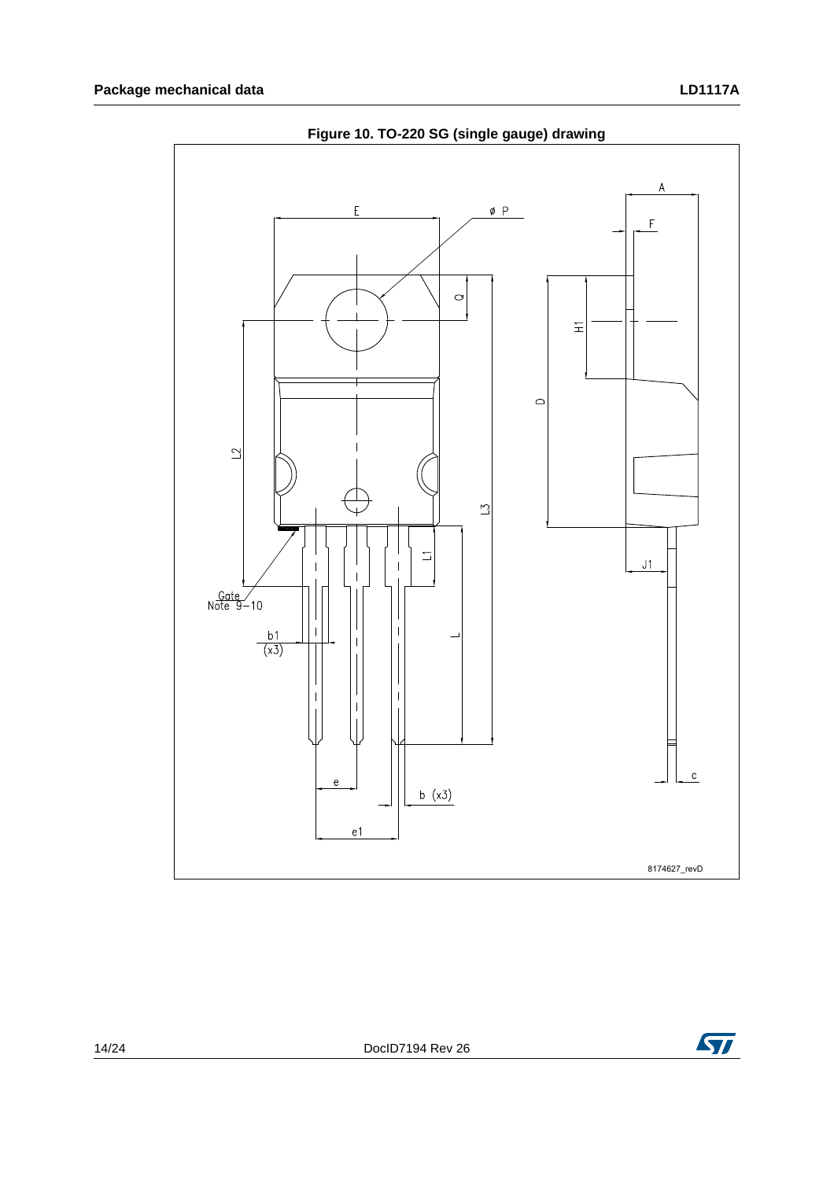**Figure 10. TO-220 SG (single gauge) drawing**

E
ø P
A
F
Q
H1
D
L2
L3
L1
J1
Gate
Note 9−10
b1
(x3)
L
c
e
b (x3)
e1
8174627_revD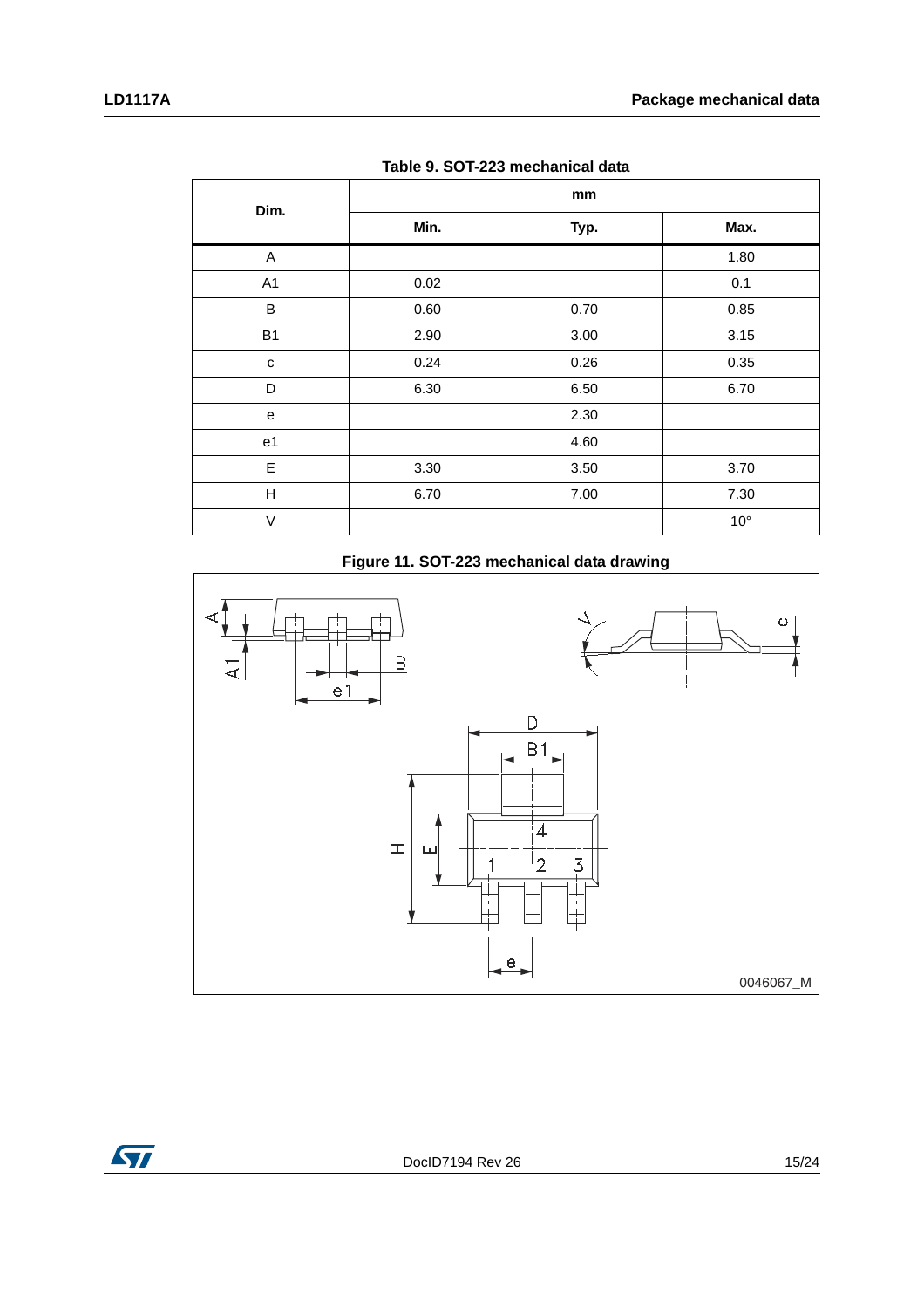Table 9. SOT-223 mechanical data

| Dim. | mm | | |
|---|---|---|---|
| | Min. | Typ. | Max. |
| A | | | 1.80 |
| A1 | 0.02 | | 0.1 |
| B | 0.60 | 0.70 | 0.85 |
| B1 | 2.90 | 3.00 | 3.15 |
| c | 0.24 | 0.26 | 0.35 |
| D | 6.30 | 6.50 | 6.70 |
| e | | 2.30 | |
| e1 | | 4.60 | |
| E | 3.30 | 3.50 | 3.70 |
| H | 6.70 | 7.00 | 7.30 |
| V | | | 10° |

Figure 11. SOT-223 mechanical data drawing

0046067_M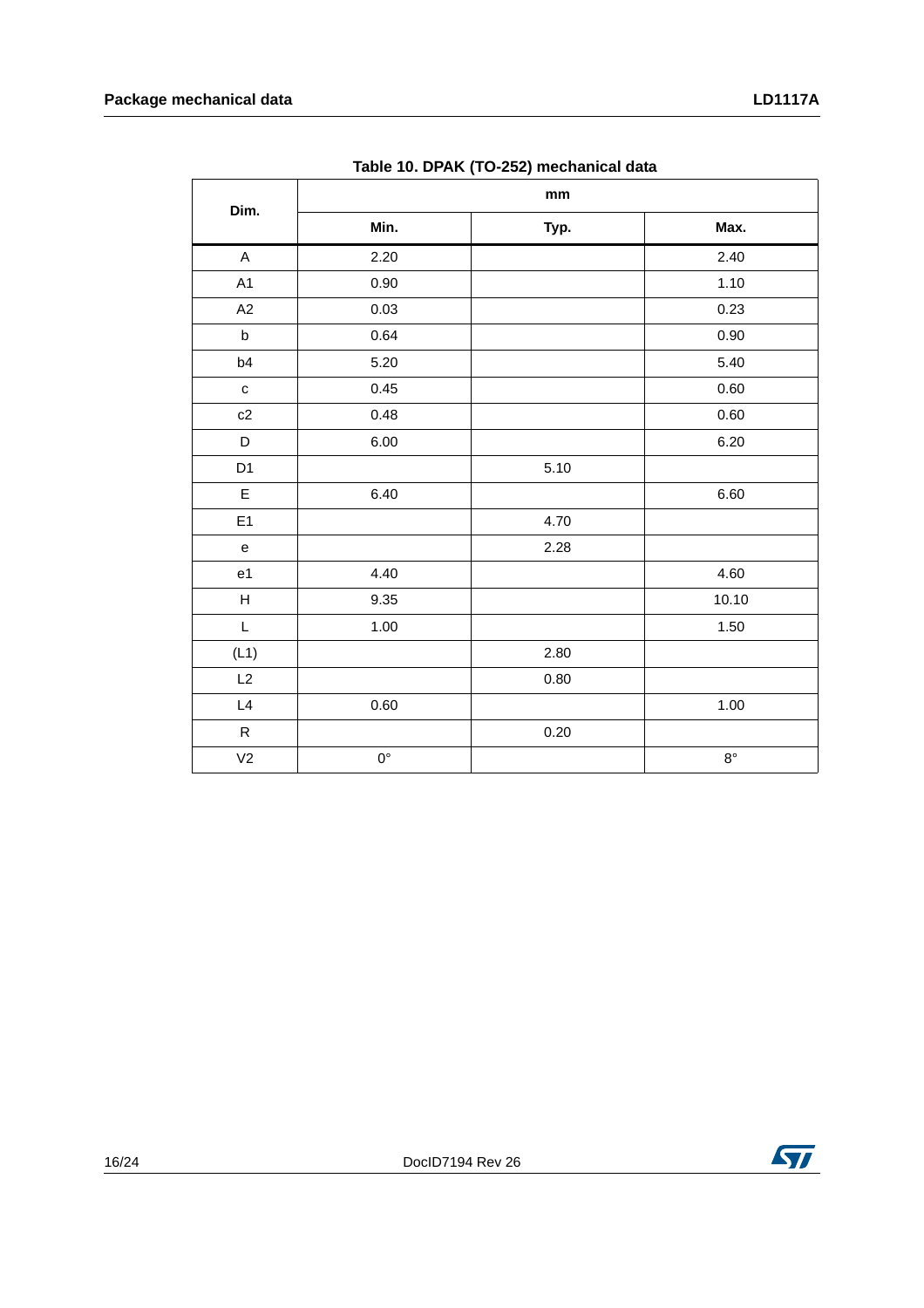**Table 10. DPAK (TO-252) mechanical data**

| Dim. | mm | | |
|---|---|---|---|
| | **Min.** | **Typ.** | **Max.** |
| A | 2.20 | | 2.40 |
| A1 | 0.90 | | 1.10 |
| A2 | 0.03 | | 0.23 |
| b | 0.64 | | 0.90 |
| b4 | 5.20 | | 5.40 |
| c | 0.45 | | 0.60 |
| c2 | 0.48 | | 0.60 |
| D | 6.00 | | 6.20 |
| D1 | | 5.10 | |
| E | 6.40 | | 6.60 |
| E1 | | 4.70 | |
| e | | 2.28 | |
| e1 | 4.40 | | 4.60 |
| H | 9.35 | | 10.10 |
| L | 1.00 | | 1.50 |
| (L1) | | 2.80 | |
| L2 | | 0.80 | |
| L4 | 0.60 | | 1.00 |
| R | | 0.20 | |
| V2 | 0° | | 8° |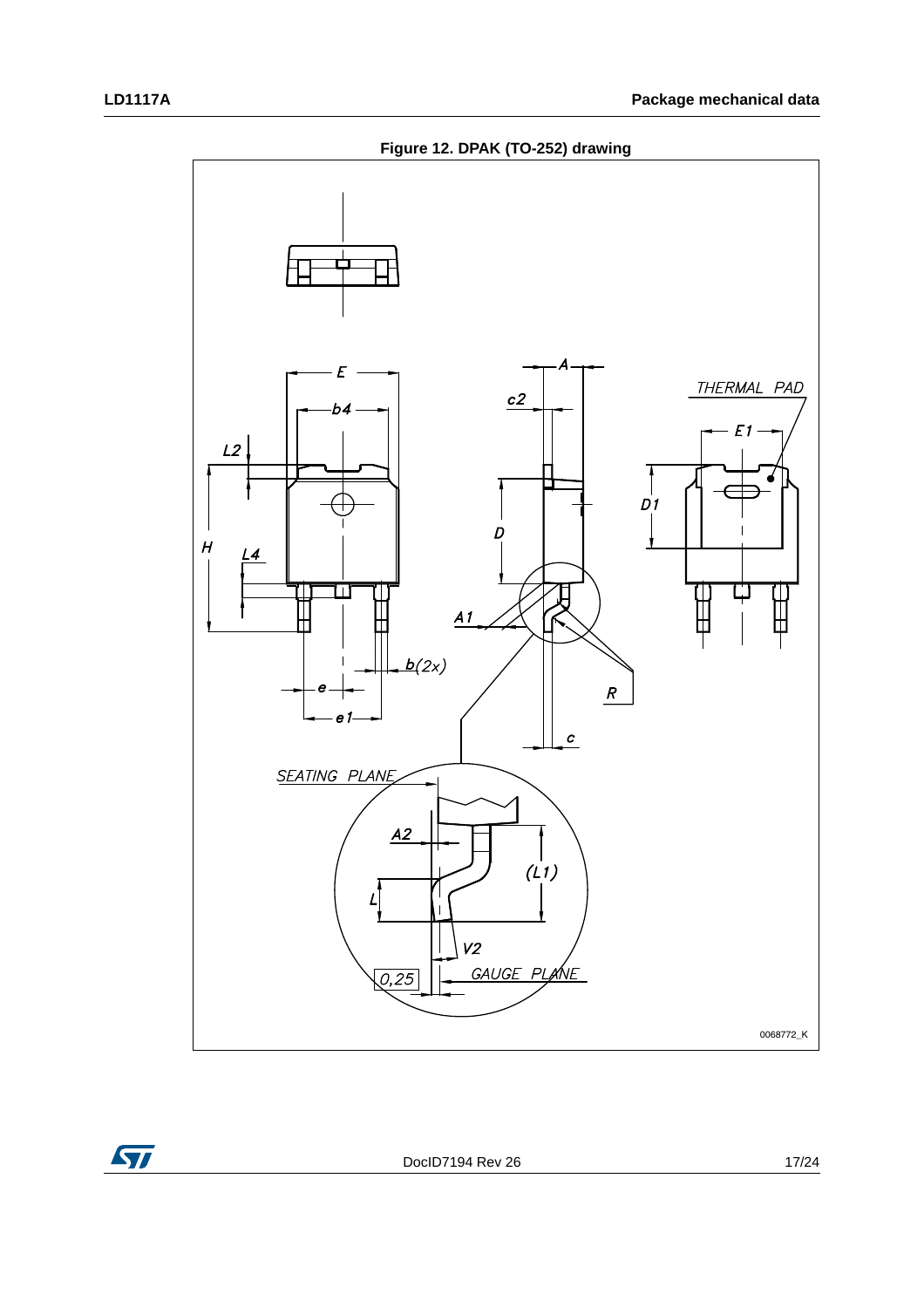Figure 12. DPAK (TO-252) drawing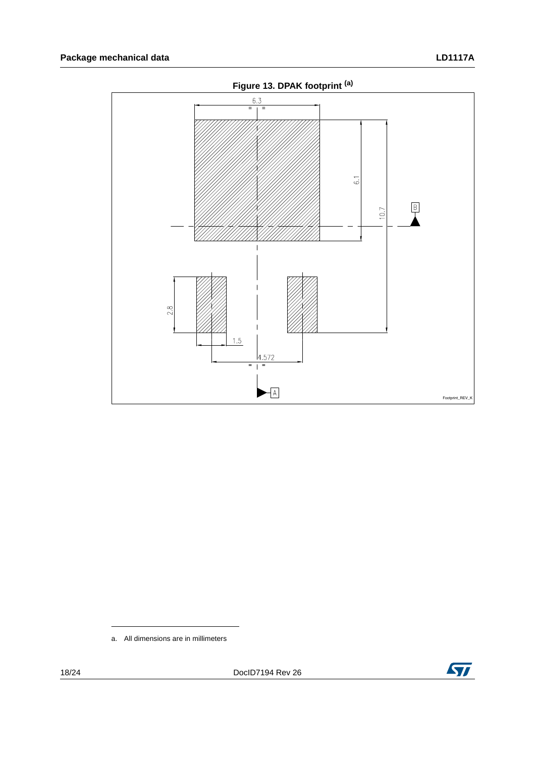**Figure 13. DPAK footprint [(a)]**

a. All dimensions are in millimeters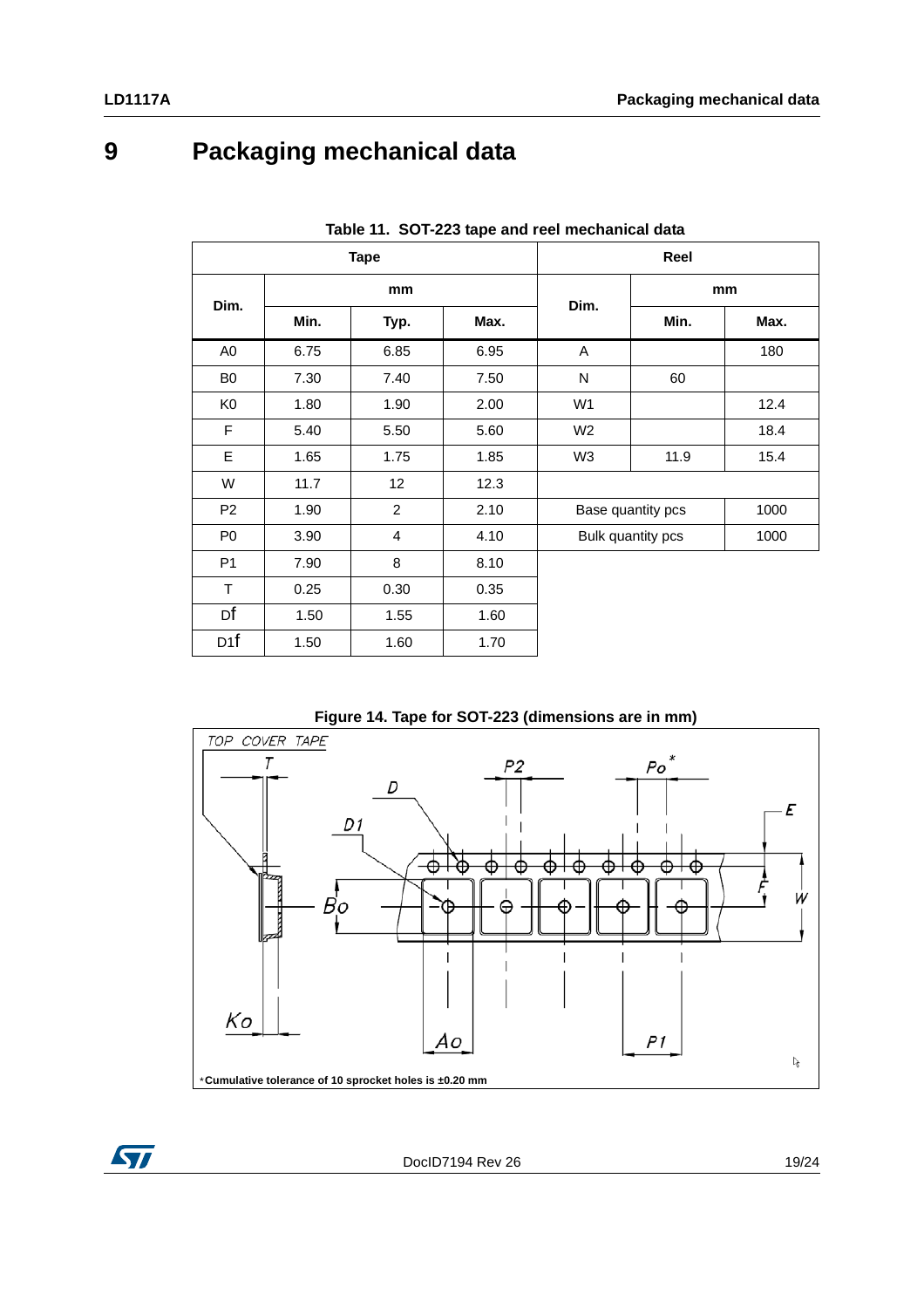# 9 Packaging mechanical data

Table 11. SOT-223 tape and reel mechanical data

| Tape | | | | Reel | | |
|---|---|---|---|---|---|---|
| Dim. | mm | | | Dim. | mm | |
| | Min. | Typ. | Max. | | Min. | Max. |
| A0 | 6.75 | 6.85 | 6.95 | A | | 180 |
| B0 | 7.30 | 7.40 | 7.50 | N | 60 | |
| K0 | 1.80 | 1.90 | 2.00 | W1 | | 12.4 |
| F | 5.40 | 5.50 | 5.60 | W2 | | 18.4 |
| E | 1.65 | 1.75 | 1.85 | W3 | 11.9 | 15.4 |
| W | 11.7 | 12 | 12.3 | | | |
| P2 | 1.90 | 2 | 2.10 | Base quantity pcs | | 1000 |
| P0 | 3.90 | 4 | 4.10 | Bulk quantity pcs | | 1000 |
| P1 | 7.90 | 8 | 8.10 | | | |
| T | 0.25 | 0.30 | 0.35 | | | |
| Df | 1.50 | 1.55 | 1.60 | | | |
| D1f | 1.50 | 1.60 | 1.70 | | | |

Figure 14. Tape for SOT-223 (dimensions are in mm)

TOP COVER TAPE

*Cumulative tolerance of 10 sprocket holes is ±0.20 mm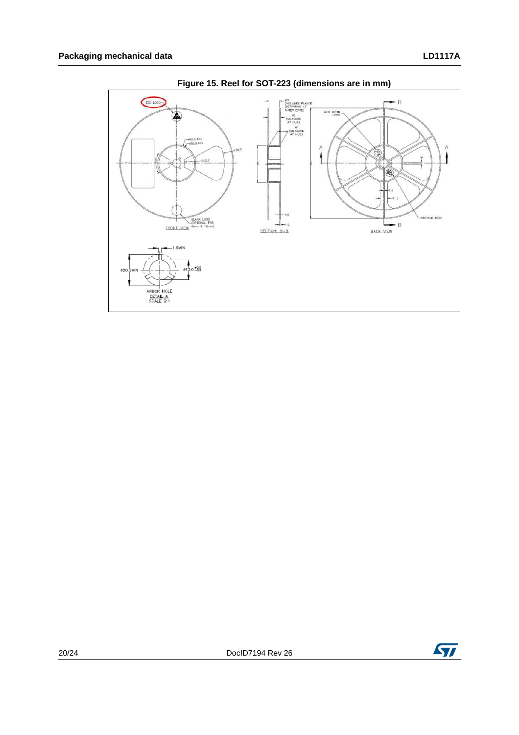Figure 15. Reel for SOT-223 (dimensions are in mm)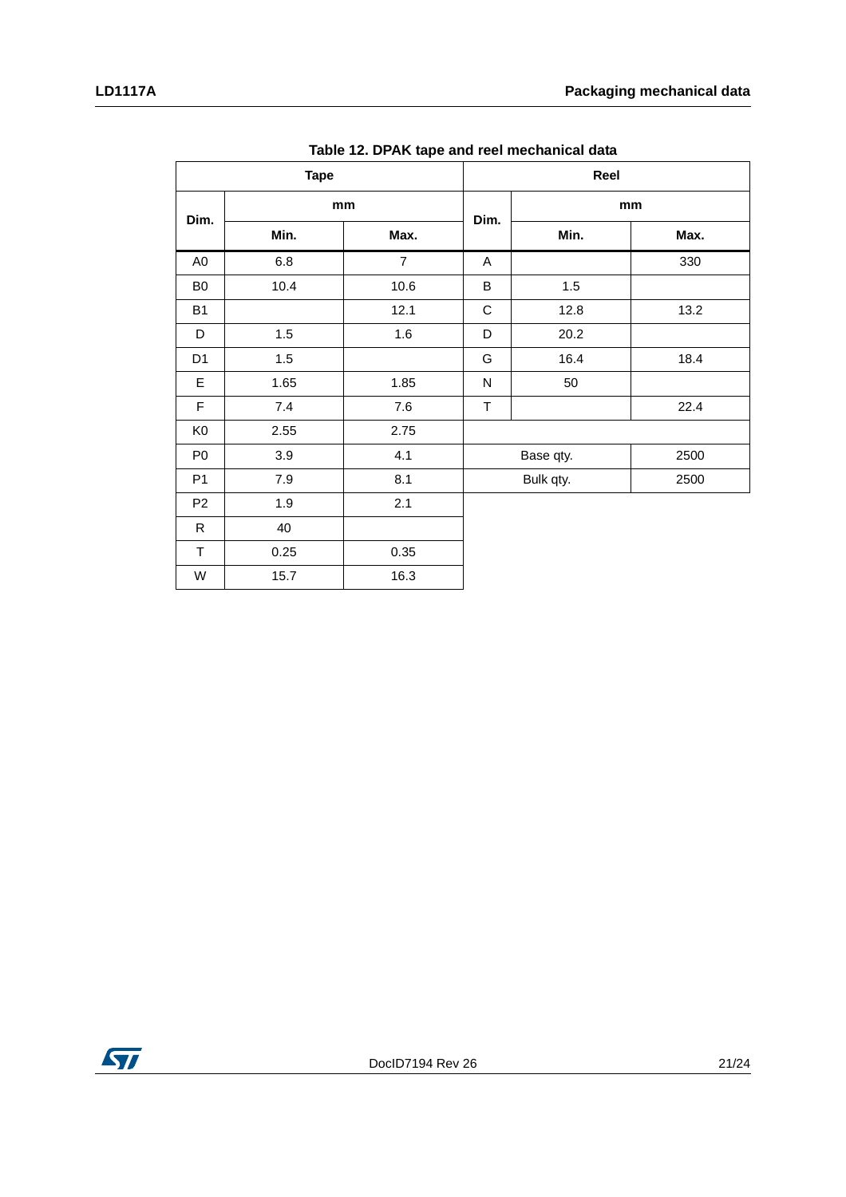**Table 12. DPAK tape and reel mechanical data**

| Tape | | | Reel | | |
|---|---|---|---|---|---|
| Dim. | mm | | Dim. | mm | |
| | Min. | Max. | | Min. | Max. |
| A0 | 6.8 | 7 | A | | 330 |
| B0 | 10.4 | 10.6 | B | 1.5 | |
| B1 | | 12.1 | C | 12.8 | 13.2 |
| D | 1.5 | 1.6 | D | 20.2 | |
| D1 | 1.5 | | G | 16.4 | 18.4 |
| E | 1.65 | 1.85 | N | 50 | |
| F | 7.4 | 7.6 | T | | 22.4 |
| K0 | 2.55 | 2.75 | | | |
| P0 | 3.9 | 4.1 | Base qty. | | 2500 |
| P1 | 7.9 | 8.1 | Bulk qty. | | 2500 |
| P2 | 1.9 | 2.1 | | | |
| R | 40 | | | | |
| T | 0.25 | 0.35 | | | |
| W | 15.7 | 16.3 | | | |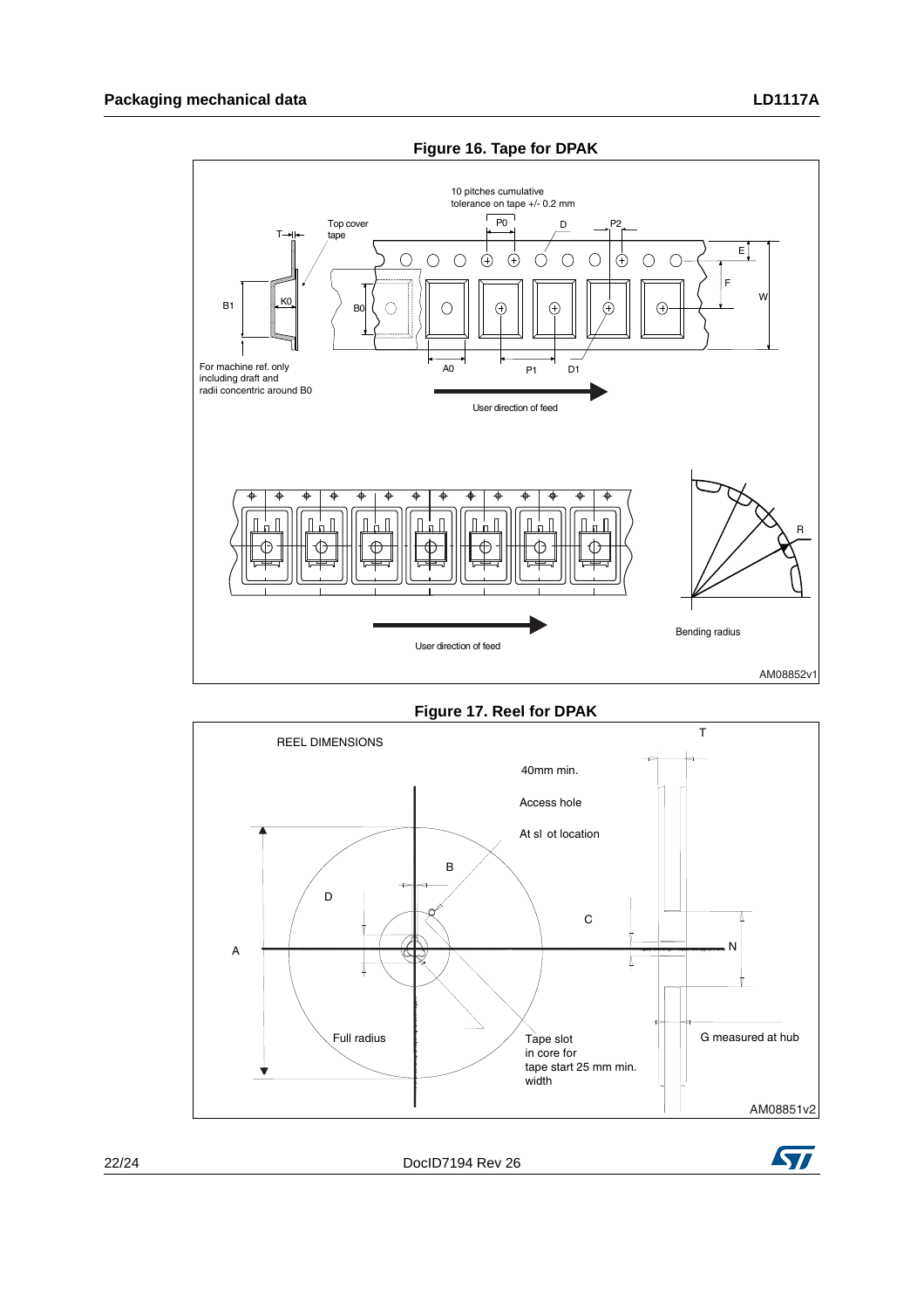**Figure 16. Tape for DPAK**

**Figure 17. Reel for DPAK**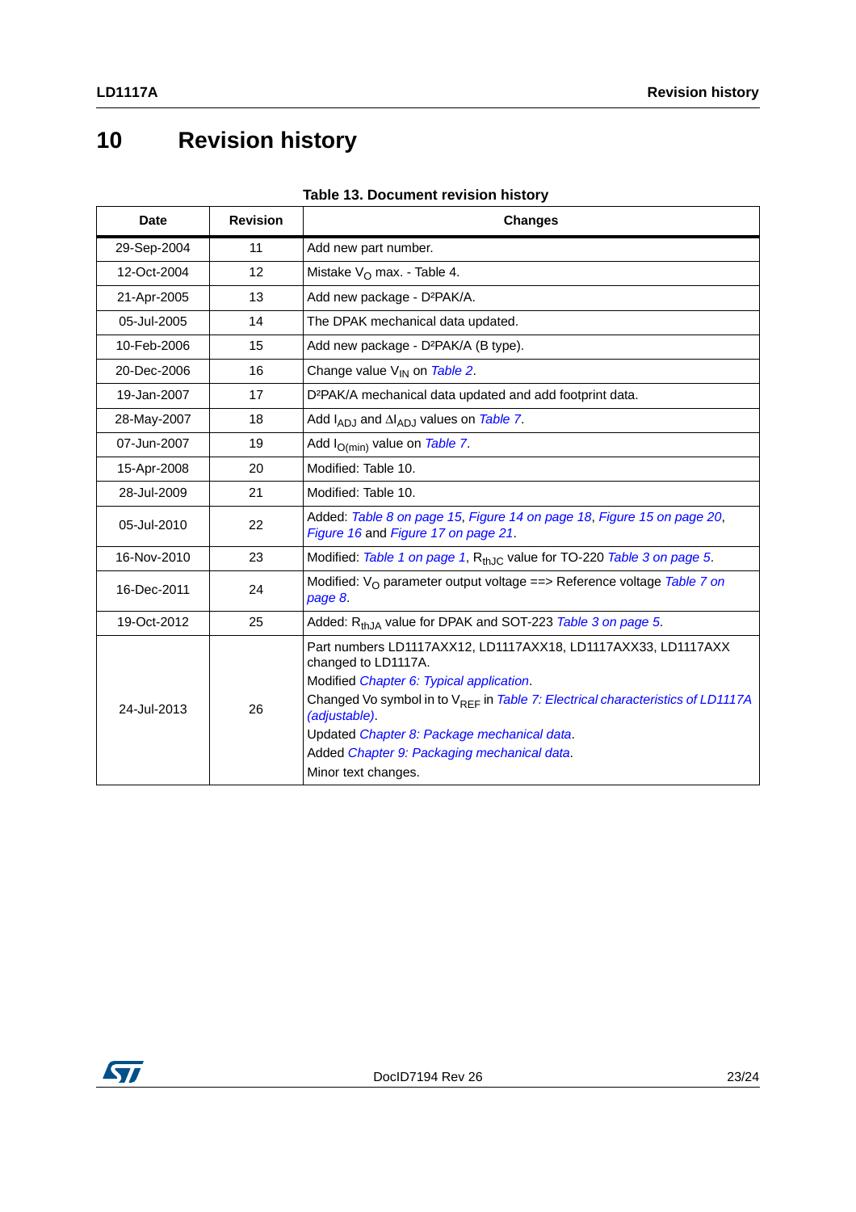# 10 Revision history

**Table 13. Document revision history**

| Date | Revision | Changes |
|---|---|---|
| 29-Sep-2004 | 11 | Add new part number. |
| 12-Oct-2004 | 12 | Mistake $V_O$ max. - Table 4. |
| 21-Apr-2005 | 13 | Add new package - D²PAK/A. |
| 05-Jul-2005 | 14 | The DPAK mechanical data updated. |
| 10-Feb-2006 | 15 | Add new package - D²PAK/A (B type). |
| 20-Dec-2006 | 16 | Change value $V_{IN}$ on *Table 2*. |
| 19-Jan-2007 | 17 | D²PAK/A mechanical data updated and add footprint data. |
| 28-May-2007 | 18 | Add $I_{ADJ}$ and $\Delta I_{ADJ}$ values on *Table 7*. |
| 07-Jun-2007 | 19 | Add $I_{O(min)}$ value on *Table 7*. |
| 15-Apr-2008 | 20 | Modified: Table 10. |
| 28-Jul-2009 | 21 | Modified: Table 10. |
| 05-Jul-2010 | 22 | Added: *Table 8 on page 15*, *Figure 14 on page 18*, *Figure 15 on page 20*, *Figure 16* and *Figure 17 on page 21*. |
| 16-Nov-2010 | 23 | Modified: *Table 1 on page 1*, $R_{thJC}$ value for TO-220 *Table 3 on page 5*. |
| 16-Dec-2011 | 24 | Modified: $V_O$ parameter output voltage ==> Reference voltage *Table 7 on page 8*. |
| 19-Oct-2012 | 25 | Added: $R_{thJA}$ value for DPAK and SOT-223 *Table 3 on page 5*. |
| 24-Jul-2013 | 26 | Part numbers LD1117AXX12, LD1117AXX18, LD1117AXX33, LD1117AXX changed to LD1117A.<br>Modified *Chapter 6: Typical application*.<br>Changed Vo symbol in to $V_{REF}$ in *Table 7: Electrical characteristics of LD1117A (adjustable)*.<br>Updated *Chapter 8: Package mechanical data*.<br>Added *Chapter 9: Packaging mechanical data*.<br>Minor text changes. |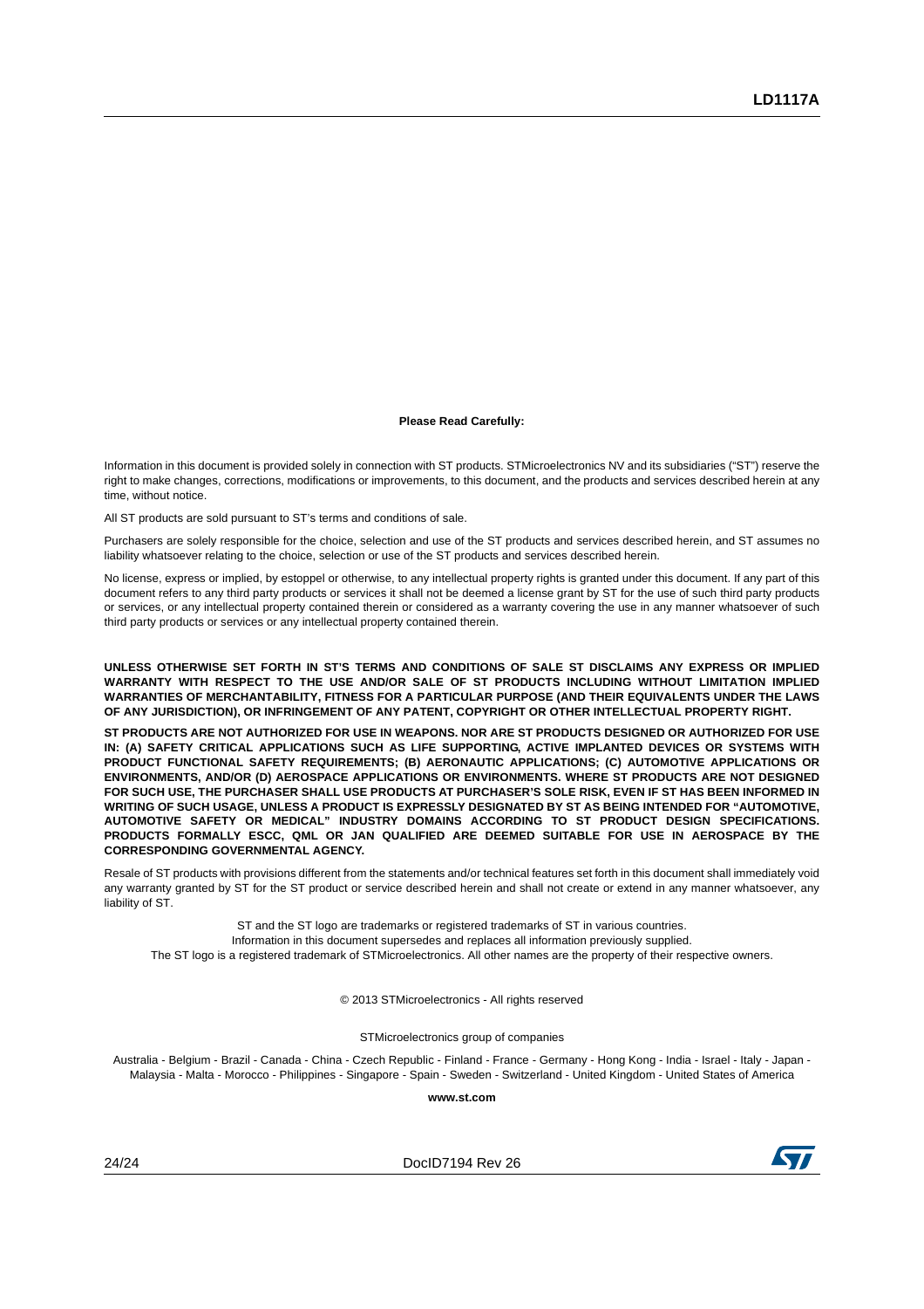**Please Read Carefully:**

Information in this document is provided solely in connection with ST products. STMicroelectronics NV and its subsidiaries ("ST") reserve the right to make changes, corrections, modifications or improvements, to this document, and the products and services described herein at any time, without notice.

All ST products are sold pursuant to ST's terms and conditions of sale.

Purchasers are solely responsible for the choice, selection and use of the ST products and services described herein, and ST assumes no liability whatsoever relating to the choice, selection or use of the ST products and services described herein.

No license, express or implied, by estoppel or otherwise, to any intellectual property rights is granted under this document. If any part of this document refers to any third party products or services it shall not be deemed a license grant by ST for the use of such third party products or services, or any intellectual property contained therein or considered as a warranty covering the use in any manner whatsoever of such third party products or services or any intellectual property contained therein.

**UNLESS OTHERWISE SET FORTH IN ST'S TERMS AND CONDITIONS OF SALE ST DISCLAIMS ANY EXPRESS OR IMPLIED WARRANTY WITH RESPECT TO THE USE AND/OR SALE OF ST PRODUCTS INCLUDING WITHOUT LIMITATION IMPLIED WARRANTIES OF MERCHANTABILITY, FITNESS FOR A PARTICULAR PURPOSE (AND THEIR EQUIVALENTS UNDER THE LAWS OF ANY JURISDICTION), OR INFRINGEMENT OF ANY PATENT, COPYRIGHT OR OTHER INTELLECTUAL PROPERTY RIGHT.**

**ST PRODUCTS ARE NOT AUTHORIZED FOR USE IN WEAPONS. NOR ARE ST PRODUCTS DESIGNED OR AUTHORIZED FOR USE IN: (A) SAFETY CRITICAL APPLICATIONS SUCH AS LIFE SUPPORTING, ACTIVE IMPLANTED DEVICES OR SYSTEMS WITH PRODUCT FUNCTIONAL SAFETY REQUIREMENTS; (B) AERONAUTIC APPLICATIONS; (C) AUTOMOTIVE APPLICATIONS OR ENVIRONMENTS, AND/OR (D) AEROSPACE APPLICATIONS OR ENVIRONMENTS. WHERE ST PRODUCTS ARE NOT DESIGNED FOR SUCH USE, THE PURCHASER SHALL USE PRODUCTS AT PURCHASER'S SOLE RISK, EVEN IF ST HAS BEEN INFORMED IN WRITING OF SUCH USAGE, UNLESS A PRODUCT IS EXPRESSLY DESIGNATED BY ST AS BEING INTENDED FOR "AUTOMOTIVE, AUTOMOTIVE SAFETY OR MEDICAL" INDUSTRY DOMAINS ACCORDING TO ST PRODUCT DESIGN SPECIFICATIONS. PRODUCTS FORMALLY ESCC, QML OR JAN QUALIFIED ARE DEEMED SUITABLE FOR USE IN AEROSPACE BY THE CORRESPONDING GOVERNMENTAL AGENCY.**

Resale of ST products with provisions different from the statements and/or technical features set forth in this document shall immediately void any warranty granted by ST for the ST product or service described herein and shall not create or extend in any manner whatsoever, any liability of ST.

ST and the ST logo are trademarks or registered trademarks of ST in various countries.
Information in this document supersedes and replaces all information previously supplied.
The ST logo is a registered trademark of STMicroelectronics. All other names are the property of their respective owners.

© 2013 STMicroelectronics - All rights reserved

STMicroelectronics group of companies

Australia - Belgium - Brazil - Canada - China - Czech Republic - Finland - France - Germany - Hong Kong - India - Israel - Italy - Japan - Malaysia - Malta - Morocco - Philippines - Singapore - Spain - Sweden - Switzerland - United Kingdom - United States of America

**www.st.com**